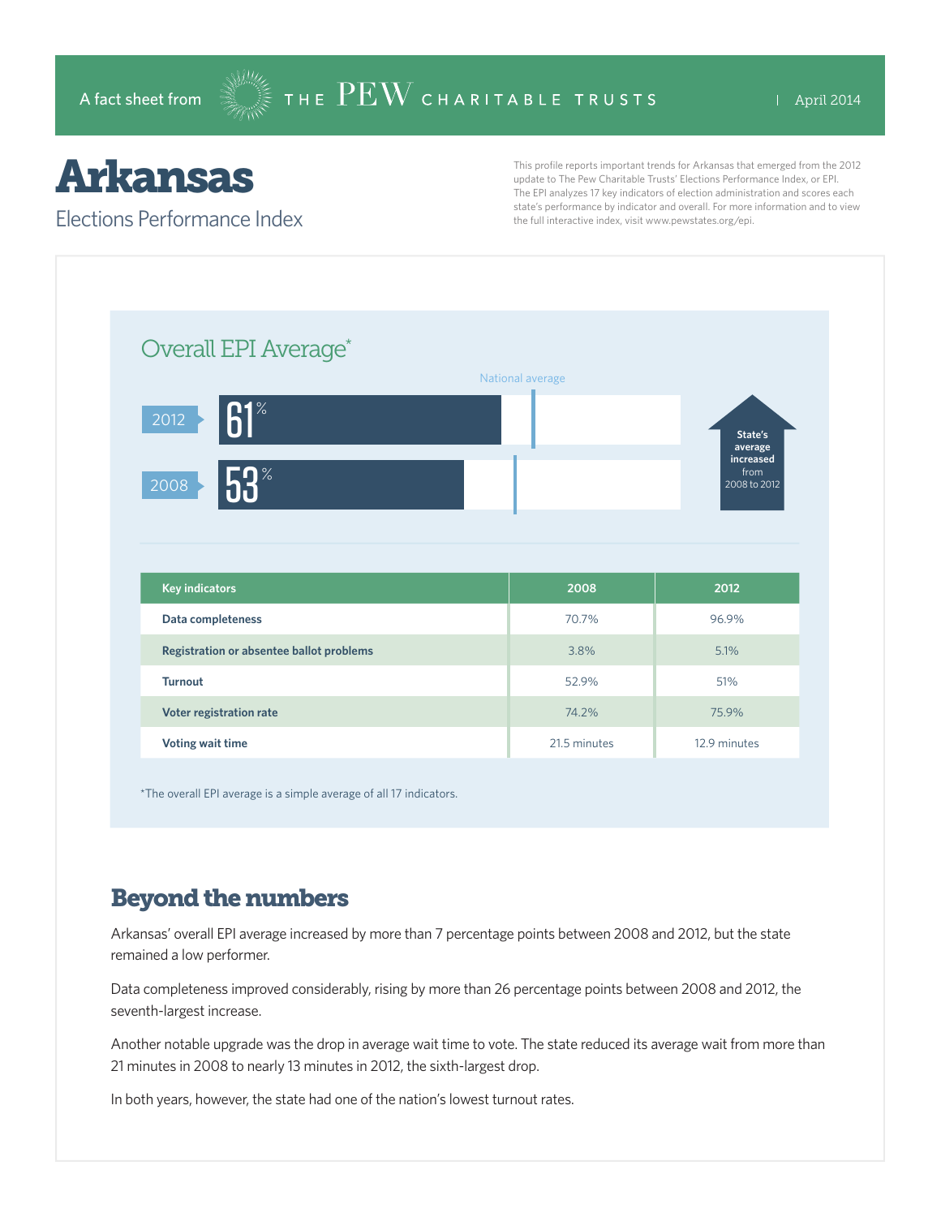A fact sheet from THE PEW CHARITABLE TRUSTS | April 2014

# Arkansas

## Elections Performance Index

This profile reports important trends for Arkansas that emerged from the 2012 update to The Pew Charitable Trusts' Elections Performance Index, or EPI. The EPI analyzes 17 key indicators of election administration and scores each state's performance by indicator and overall. For more information and to view the full interactive index, visit www.pewstates.org/epi.

### Overall EPI Average*

National average

2012: 61%

2008: 53%

State's average increased from 2008 to 2012

| Key indicators | 2008 | 2012 |
|---|---|---|
| Data completeness | 70.7% | 96.9% |
| Registration or absentee ballot problems | 3.8% | 5.1% |
| Turnout | 52.9% | 51% |
| Voter registration rate | 74.2% | 75.9% |
| Voting wait time | 21.5 minutes | 12.9 minutes |

*The overall EPI average is a simple average of all 17 indicators.

## Beyond the numbers

Arkansas' overall EPI average increased by more than 7 percentage points between 2008 and 2012, but the state remained a low performer.

Data completeness improved considerably, rising by more than 26 percentage points between 2008 and 2012, the seventh-largest increase.

Another notable upgrade was the drop in average wait time to vote. The state reduced its average wait from more than 21 minutes in 2008 to nearly 13 minutes in 2012, the sixth-largest drop.

In both years, however, the state had one of the nation's lowest turnout rates.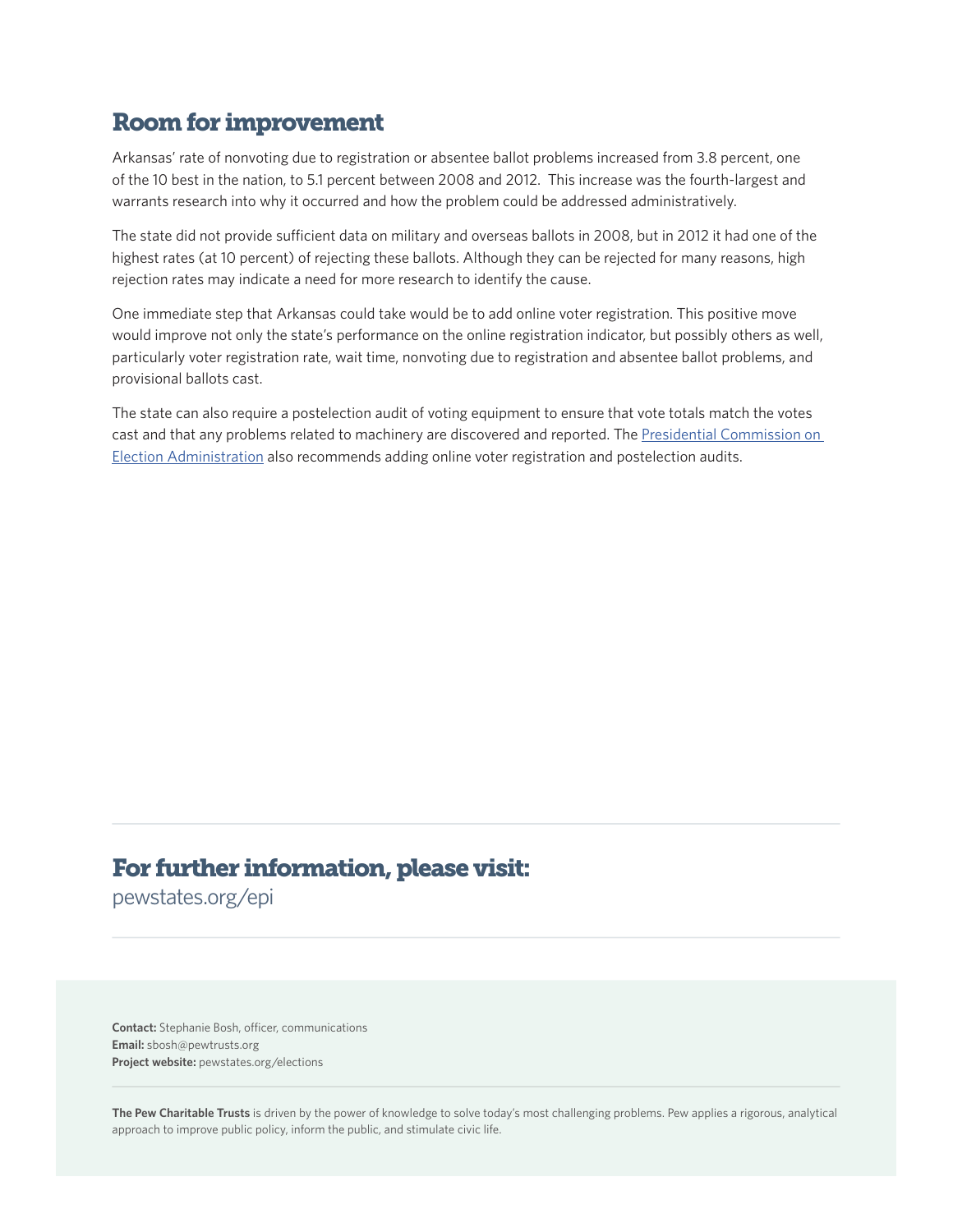## Room for improvement

Arkansas' rate of nonvoting due to registration or absentee ballot problems increased from 3.8 percent, one of the 10 best in the nation, to 5.1 percent between 2008 and 2012. This increase was the fourth-largest and warrants research into why it occurred and how the problem could be addressed administratively.

The state did not provide sufficient data on military and overseas ballots in 2008, but in 2012 it had one of the highest rates (at 10 percent) of rejecting these ballots. Although they can be rejected for many reasons, high rejection rates may indicate a need for more research to identify the cause.

One immediate step that Arkansas could take would be to add online voter registration. This positive move would improve not only the state's performance on the online registration indicator, but possibly others as well, particularly voter registration rate, wait time, nonvoting due to registration and absentee ballot problems, and provisional ballots cast.

The state can also require a postelection audit of voting equipment to ensure that vote totals match the votes cast and that any problems related to machinery are discovered and reported. The Presidential Commission on Election Administration also recommends adding online voter registration and postelection audits.

## For further information, please visit:

pewstates.org/epi

**Contact:** Stephanie Bosh, officer, communications
**Email:** sbosh@pewtrusts.org
**Project website:** pewstates.org/elections

**The Pew Charitable Trusts** is driven by the power of knowledge to solve today's most challenging problems. Pew applies a rigorous, analytical approach to improve public policy, inform the public, and stimulate civic life.